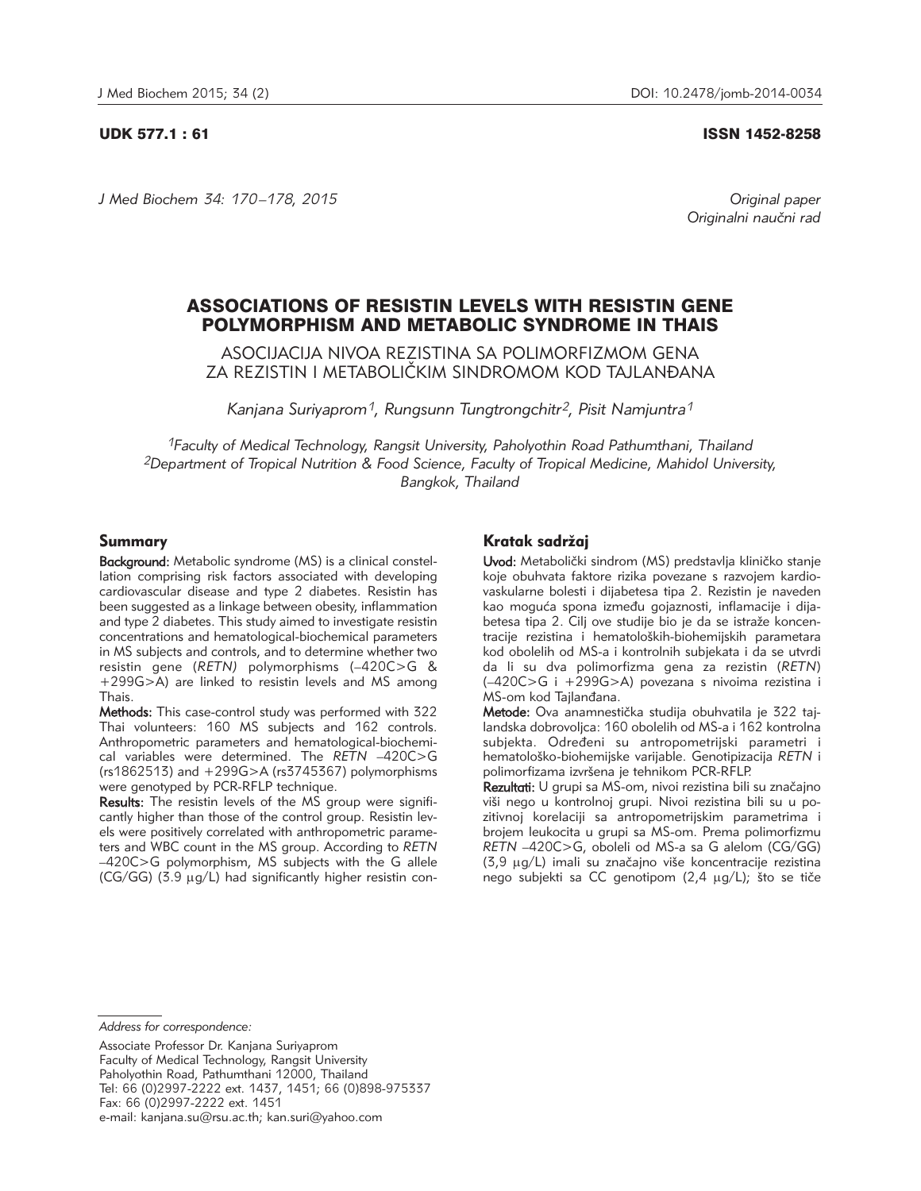UDK 577.1 : 61

ISSN 1452-8258

*Original paper*
*Originalni naučni rad*

# ASSOCIATIONS OF RESISTIN LEVELS WITH RESISTIN GENE POLYMORPHISM AND METABOLIC SYNDROME IN THAIS

## ASOCIJACIJA NIVOA REZISTINA SA POLIMORFIZMOM GENA ZA REZISTIN I METABOLIČKIM SINDROMOM KOD TAJLANĐANA

*Kanjana Suriyaprom[1], Rungsunn Tungtrongchitr[2], Pisit Namjuntra[1]*

*[1]Faculty of Medical Technology, Rangsit University, Paholyothin Road Pathumthani, Thailand*
*[2]Department of Tropical Nutrition & Food Science, Faculty of Tropical Medicine, Mahidol University, Bangkok, Thailand*

### Summary

**Background:** Metabolic syndrome (MS) is a clinical constellation comprising risk factors associated with developing cardiovascular disease and type 2 diabetes. Resistin has been suggested as a linkage between obesity, inflammation and type 2 diabetes. This study aimed to investigate resistin concentrations and hematological-biochemical parameters in MS subjects and controls, and to determine whether two resistin gene (*RETN*) polymorphisms (–420C>G & +299G>A) are linked to resistin levels and MS among Thais.

**Methods:** This case-control study was performed with 322 Thai volunteers: 160 MS subjects and 162 controls. Anthropometric parameters and hematological-biochemical variables were determined. The *RETN* –420C>G (rs1862513) and +299G>A (rs3745367) polymorphisms were genotyped by PCR-RFLP technique.

**Results:** The resistin levels of the MS group were significantly higher than those of the control group. Resistin levels were positively correlated with anthropometric parameters and WBC count in the MS group. According to *RETN* –420C>G polymorphism, MS subjects with the G allele (CG/GG) (3.9 μg/L) had significantly higher resistin con-

### Kratak sadržaj

**Uvod:** Metabolički sindrom (MS) predstavlja kliničko stanje koje obuhvata faktore rizika povezane s razvojem kardiovaskularne bolesti i dijabetesa tipa 2. Rezistin je naveden kao moguća spona između gojaznosti, inflamacije i dijabetesa tipa 2. Cilj ove studije bio je da se istraže koncentracije rezistina i hematoloških-biohemijskih parametara kod obolelih od MS-a i kontrolnih subjekata i da se utvrdi da li su dva polimorfizma gena za rezistin (*RETN*) (–420C>G i +299G>A) povezana s nivoima rezistina i MS-om kod Tajlanđana.

**Metode:** Ova anamnestička studija obuhvatila je 322 tajlandska dobrovoljca: 160 obolelih od MS-a i 162 kontrolna subjekta. Određeni su antropometrijski parametri i hematološko-biohemijske varijable. Genotipizacija *RETN* i polimorfizama izvršena je tehnikom PCR-RFLP.

**Rezultati:** U grupi sa MS-om, nivoi rezistina bili su značajno viši nego u kontrolnoj grupi. Nivoi rezistina bili su u pozitivnoj korelaciji sa antropometrijskim parametrima i brojem leukocita u grupi sa MS-om. Prema polimorfizmu *RETN* –420C>G, oboleli od MS-a sa G alelom (CG/GG) (3,9 μg/L) imali su značajno više koncentracije rezistina nego subjekti sa CC genotipom (2,4 μg/L); što se tiče

*Address for correspondence:*

Associate Professor Dr. Kanjana Suriyaprom
Faculty of Medical Technology, Rangsit University
Paholyothin Road, Pathumthani 12000, Thailand
Tel: 66 (0)2997-2222 ext. 1437, 1451; 66 (0)898-975337
Fax: 66 (0)2997-2222 ext. 1451
e-mail: kanjana.su@rsu.ac.th; kan.suri@yahoo.com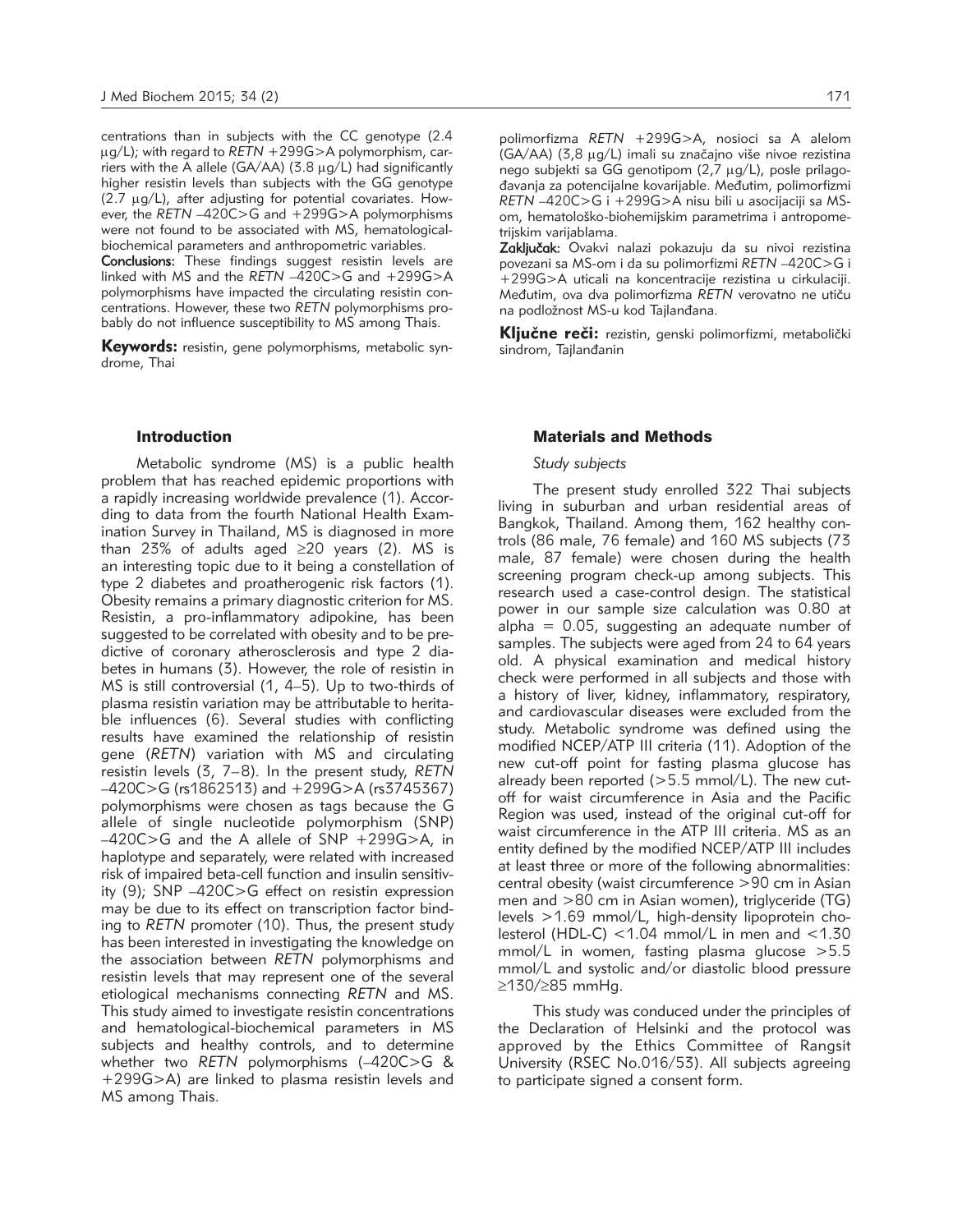centrations than in subjects with the CC genotype (2.4 μg/L); with regard to *RETN* +299G>A polymorphism, carriers with the A allele (GA/AA) (3.8 μg/L) had significantly higher resistin levels than subjects with the GG genotype (2.7 μg/L), after adjusting for potential covariates. However, the *RETN* –420C>G and +299G>A polymorphisms were not found to be associated with MS, hematological-biochemical parameters and anthropometric variables.

**Conclusions:** These findings suggest resistin levels are linked with MS and the *RETN* –420C>G and +299G>A polymorphisms have impacted the circulating resistin concentrations. However, these two *RETN* polymorphisms probably do not influence susceptibility to MS among Thais.

**Keywords:** resistin, gene polymorphisms, metabolic syndrome, Thai

polimorfizma *RETN* +299G>A, nosioci sa A alelom (GA/AA) (3,8 μg/L) imali su značajno više nivoe rezistina nego subjekti sa GG genotipom (2,7 μg/L), posle prilagođavanja za potencijalne kovarijable. Međutim, polimorfizmi *RETN* –420C>G i +299G>A nisu bili u asocijaciji sa MS-om, hematološko-biohemijskim parametrima i antropometrijskim varijablama.

**Zaključak:** Ovakvi nalazi pokazuju da su nivoi rezistina povezani sa MS-om i da su polimorfizmi *RETN* –420C>G i +299G>A uticali na koncentracije rezistina u cirkulaciji. Međutim, ova dva polimorfizma *RETN* verovatno ne utiču na podložnost MS-u kod Tajlanđana.

**Ključne reči:** rezistin, genski polimorfizmi, metabolički sindrom, Tajlanđanin

## Introduction

Metabolic syndrome (MS) is a public health problem that has reached epidemic proportions with a rapidly increasing worldwide prevalence (1). According to data from the fourth National Health Examination Survey in Thailand, MS is diagnosed in more than 23% of adults aged ≥20 years (2). MS is an interesting topic due to it being a constellation of type 2 diabetes and proatherogenic risk factors (1). Obesity remains a primary diagnostic criterion for MS. Resistin, a pro-inflammatory adipokine, has been suggested to be correlated with obesity and to be predictive of coronary atherosclerosis and type 2 diabetes in humans (3). However, the role of resistin in MS is still controversial (1, 4–5). Up to two-thirds of plasma resistin variation may be attributable to heritable influences (6). Several studies with conflicting results have examined the relationship of resistin gene (*RETN*) variation with MS and circulating resistin levels (3, 7–8). In the present study, *RETN* –420C>G (rs1862513) and +299G>A (rs3745367) polymorphisms were chosen as tags because the G allele of single nucleotide polymorphism (SNP) –420C>G and the A allele of SNP +299G>A, in haplotype and separately, were related with increased risk of impaired beta-cell function and insulin sensitivity (9); SNP –420C>G effect on resistin expression may be due to its effect on transcription factor binding to *RETN* promoter (10). Thus, the present study has been interested in investigating the knowledge on the association between *RETN* polymorphisms and resistin levels that may represent one of the several etiological mechanisms connecting *RETN* and MS. This study aimed to investigate resistin concentrations and hematological-biochemical parameters in MS subjects and healthy controls, and to determine whether two *RETN* polymorphisms (–420C>G & +299G>A) are linked to plasma resistin levels and MS among Thais.

## Materials and Methods

### *Study subjects*

The present study enrolled 322 Thai subjects living in suburban and urban residential areas of Bangkok, Thailand. Among them, 162 healthy controls (86 male, 76 female) and 160 MS subjects (73 male, 87 female) were chosen during the health screening program check-up among subjects. This research used a case-control design. The statistical power in our sample size calculation was 0.80 at alpha = 0.05, suggesting an adequate number of samples. The subjects were aged from 24 to 64 years old. A physical examination and medical history check were performed in all subjects and those with a history of liver, kidney, inflammatory, respiratory, and cardiovascular diseases were excluded from the study. Metabolic syndrome was defined using the modified NCEP/ATP III criteria (11). Adoption of the new cut-off point for fasting plasma glucose has already been reported (>5.5 mmol/L). The new cut-off for waist circumference in Asia and the Pacific Region was used, instead of the original cut-off for waist circumference in the ATP III criteria. MS as an entity defined by the modified NCEP/ATP III includes at least three or more of the following abnormalities: central obesity (waist circumference >90 cm in Asian men and >80 cm in Asian women), triglyceride (TG) levels >1.69 mmol/L, high-density lipoprotein cholesterol (HDL-C) <1.04 mmol/L in men and <1.30 mmol/L in women, fasting plasma glucose >5.5 mmol/L and systolic and/or diastolic blood pressure ≥130/≥85 mmHg.

This study was conduced under the principles of the Declaration of Helsinki and the protocol was approved by the Ethics Committee of Rangsit University (RSEC No.016/53). All subjects agreeing to participate signed a consent form.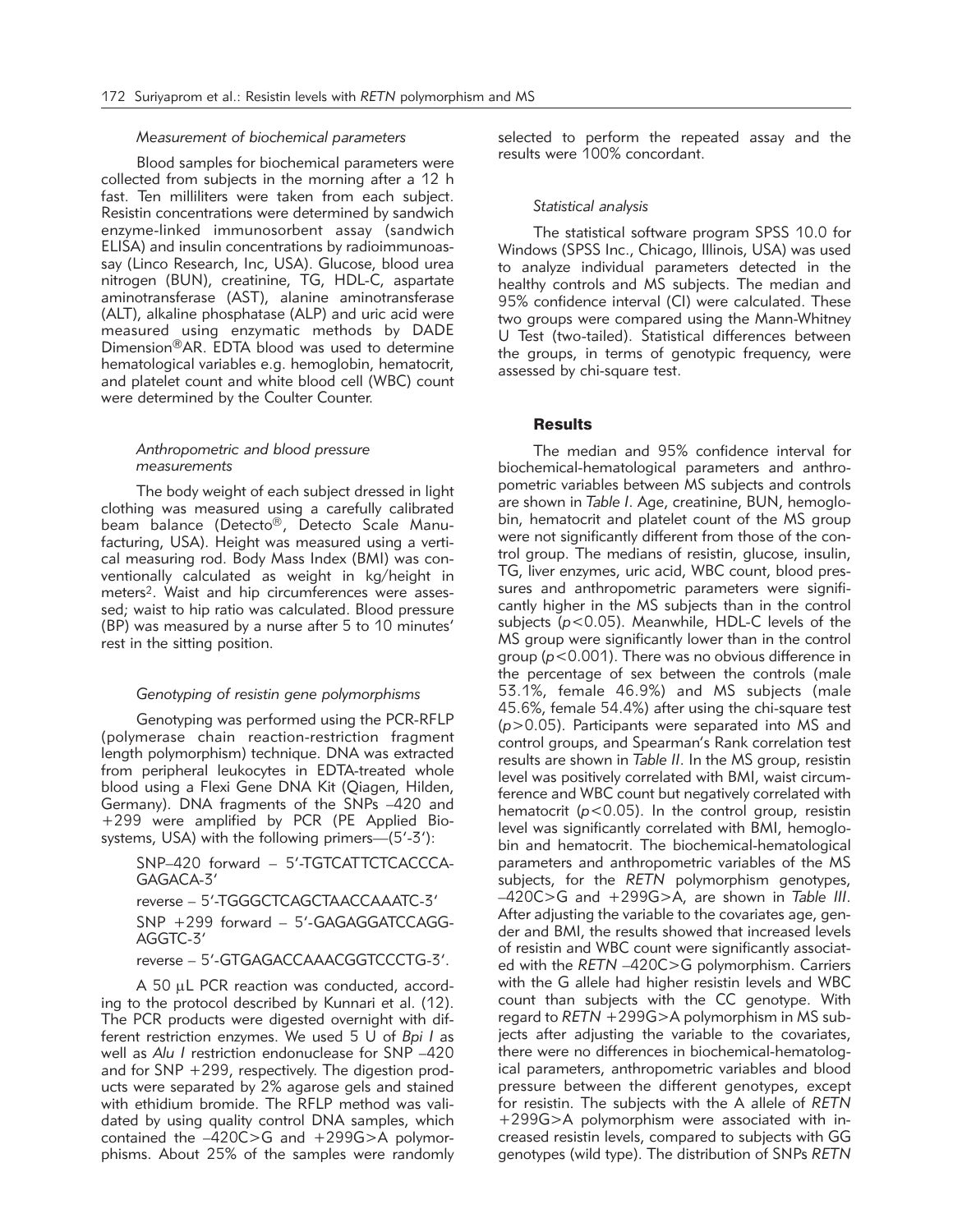### *Measurement of biochemical parameters*

Blood samples for biochemical parameters were collected from subjects in the morning after a 12 h fast. Ten milliliters were taken from each subject. Resistin concentrations were determined by sandwich enzyme-linked immunosorbent assay (sandwich ELISA) and insulin concentrations by radioimmunoassay (Linco Research, Inc, USA). Glucose, blood urea nitrogen (BUN), creatinine, TG, HDL-C, aspartate aminotransferase (AST), alanine aminotransferase (ALT), alkaline phosphatase (ALP) and uric acid were measured using enzymatic methods by DADE Dimension®AR. EDTA blood was used to determine hematological variables e.g. hemoglobin, hematocrit, and platelet count and white blood cell (WBC) count were determined by the Coulter Counter.

### *Anthropometric and blood pressure measurements*

The body weight of each subject dressed in light clothing was measured using a carefully calibrated beam balance (Detecto®, Detecto Scale Manufacturing, USA). Height was measured using a vertical measuring rod. Body Mass Index (BMI) was conventionally calculated as weight in kg/height in meters$^2$. Waist and hip circumferences were assessed; waist to hip ratio was calculated. Blood pressure (BP) was measured by a nurse after 5 to 10 minutes' rest in the sitting position.

### *Genotyping of resistin gene polymorphisms*

Genotyping was performed using the PCR-RFLP (polymerase chain reaction-restriction fragment length polymorphism) technique. DNA was extracted from peripheral leukocytes in EDTA-treated whole blood using a Flexi Gene DNA Kit (Qiagen, Hilden, Germany). DNA fragments of the SNPs –420 and +299 were amplified by PCR (PE Applied Biosystems, USA) with the following primers—(5'-3'):

SNP–420 forward – 5'-TGTCATTCTCACCCAGAGACA-3'

reverse – 5'-TGGGCTCAGCTAACCAAATC-3'

SNP +299 forward – 5'-GAGAGGATCCAGGAGGTC-3'

reverse – 5'-GTGAGACCAAACGGTCCCTG-3'.

A 50 μL PCR reaction was conducted, according to the protocol described by Kunnari et al. (12). The PCR products were digested overnight with different restriction enzymes. We used 5 U of *Bpi I* as well as *Alu I* restriction endonuclease for SNP –420 and for SNP +299, respectively. The digestion products were separated by 2% agarose gels and stained with ethidium bromide. The RFLP method was validated by using quality control DNA samples, which contained the –420C>G and +299G>A polymorphisms. About 25% of the samples were randomly selected to perform the repeated assay and the results were 100% concordant.

### *Statistical analysis*

The statistical software program SPSS 10.0 for Windows (SPSS Inc., Chicago, Illinois, USA) was used to analyze individual parameters detected in the healthy controls and MS subjects. The median and 95% confidence interval (CI) were calculated. These two groups were compared using the Mann-Whitney U Test (two-tailed). Statistical differences between the groups, in terms of genotypic frequency, were assessed by chi-square test.

## Results

The median and 95% confidence interval for biochemical-hematological parameters and anthropometric variables between MS subjects and controls are shown in *Table I*. Age, creatinine, BUN, hemoglobin, hematocrit and platelet count of the MS group were not significantly different from those of the control group. The medians of resistin, glucose, insulin, TG, liver enzymes, uric acid, WBC count, blood pressures and anthropometric parameters were significantly higher in the MS subjects than in the control subjects ($p<0.05$). Meanwhile, HDL-C levels of the MS group were significantly lower than in the control group ($p<0.001$). There was no obvious difference in the percentage of sex between the controls (male 53.1%, female 46.9%) and MS subjects (male 45.6%, female 54.4%) after using the chi-square test ($p>0.05$). Participants were separated into MS and control groups, and Spearman's Rank correlation test results are shown in *Table II*. In the MS group, resistin level was positively correlated with BMI, waist circumference and WBC count but negatively correlated with hematocrit ($p<0.05$). In the control group, resistin level was significantly correlated with BMI, hemoglobin and hematocrit. The biochemical-hematological parameters and anthropometric variables of the MS subjects, for the *RETN* polymorphism genotypes, –420C>G and +299G>A, are shown in *Table III*. After adjusting the variable to the covariates age, gender and BMI, the results showed that increased levels of resistin and WBC count were significantly associated with the *RETN* –420C>G polymorphism. Carriers with the G allele had higher resistin levels and WBC count than subjects with the CC genotype. With regard to *RETN* +299G>A polymorphism in MS subjects after adjusting the variable to the covariates, there were no differences in biochemical-hematological parameters, anthropometric variables and blood pressure between the different genotypes, except for resistin. The subjects with the A allele of *RETN* +299G>A polymorphism were associated with increased resistin levels, compared to subjects with GG genotypes (wild type). The distribution of SNPs *RETN*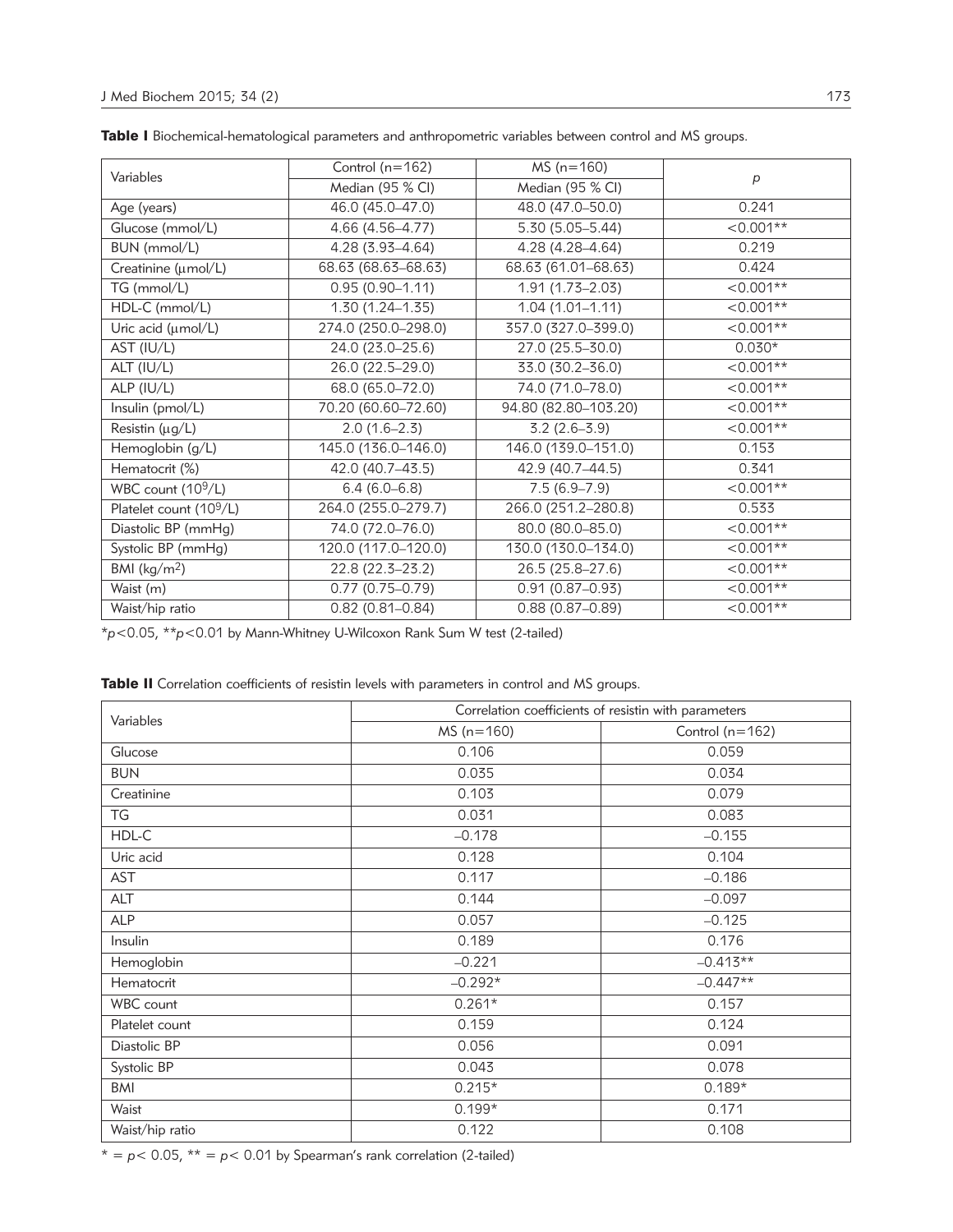**Table I** Biochemical-hematological parameters and anthropometric variables between control and MS groups.

| Variables | Control (n=162) | MS (n=160) | *p* |
|---|---|---|---|
| | Median (95 % CI) | Median (95 % CI) | |
| Age (years) | 46.0 (45.0–47.0) | 48.0 (47.0–50.0) | 0.241 |
| Glucose (mmol/L) | 4.66 (4.56–4.77) | 5.30 (5.05–5.44) | <0.001** |
| BUN (mmol/L) | 4.28 (3.93–4.64) | 4.28 (4.28–4.64) | 0.219 |
| Creatinine (μmol/L) | 68.63 (68.63–68.63) | 68.63 (61.01–68.63) | 0.424 |
| TG (mmol/L) | 0.95 (0.90–1.11) | 1.91 (1.73–2.03) | <0.001** |
| HDL-C (mmol/L) | 1.30 (1.24–1.35) | 1.04 (1.01–1.11) | <0.001** |
| Uric acid (μmol/L) | 274.0 (250.0–298.0) | 357.0 (327.0–399.0) | <0.001** |
| AST (IU/L) | 24.0 (23.0–25.6) | 27.0 (25.5–30.0) | 0.030* |
| ALT (IU/L) | 26.0 (22.5–29.0) | 33.0 (30.2–36.0) | <0.001** |
| ALP (IU/L) | 68.0 (65.0–72.0) | 74.0 (71.0–78.0) | <0.001** |
| Insulin (pmol/L) | 70.20 (60.60–72.60) | 94.80 (82.80–103.20) | <0.001** |
| Resistin (μg/L) | 2.0 (1.6–2.3) | 3.2 (2.6–3.9) | <0.001** |
| Hemoglobin (g/L) | 145.0 (136.0–146.0) | 146.0 (139.0–151.0) | 0.153 |
| Hematocrit (%) | 42.0 (40.7–43.5) | 42.9 (40.7–44.5) | 0.341 |
| WBC count ($10^9$/L) | 6.4 (6.0–6.8) | 7.5 (6.9–7.9) | <0.001** |
| Platelet count ($10^9$/L) | 264.0 (255.0–279.7) | 266.0 (251.2–280.8) | 0.533 |
| Diastolic BP (mmHg) | 74.0 (72.0–76.0) | 80.0 (80.0–85.0) | <0.001** |
| Systolic BP (mmHg) | 120.0 (117.0–120.0) | 130.0 (130.0–134.0) | <0.001** |
| BMI (kg/$m^2$) | 22.8 (22.3–23.2) | 26.5 (25.8–27.6) | <0.001** |
| Waist (m) | 0.77 (0.75–0.79) | 0.91 (0.87–0.93) | <0.001** |
| Waist/hip ratio | 0.82 (0.81–0.84) | 0.88 (0.87–0.89) | <0.001** |

*$p<0.05$, **$p<0.01$ by Mann-Whitney U-Wilcoxon Rank Sum W test (2-tailed)

**Table II** Correlation coefficients of resistin levels with parameters in control and MS groups.

| Variables | Correlation coefficients of resistin with parameters | |
|---|---|---|
| | MS (n=160) | Control (n=162) |
| Glucose | 0.106 | 0.059 |
| BUN | 0.035 | 0.034 |
| Creatinine | 0.103 | 0.079 |
| TG | 0.031 | 0.083 |
| HDL-C | –0.178 | –0.155 |
| Uric acid | 0.128 | 0.104 |
| AST | 0.117 | –0.186 |
| ALT | 0.144 | –0.097 |
| ALP | 0.057 | –0.125 |
| Insulin | 0.189 | 0.176 |
| Hemoglobin | –0.221 | –0.413** |
| Hematocrit | –0.292* | –0.447** |
| WBC count | 0.261* | 0.157 |
| Platelet count | 0.159 | 0.124 |
| Diastolic BP | 0.056 | 0.091 |
| Systolic BP | 0.043 | 0.078 |
| BMI | 0.215* | 0.189* |
| Waist | 0.199* | 0.171 |
| Waist/hip ratio | 0.122 | 0.108 |

* = $p<0.05$, ** = $p<0.01$ by Spearman's rank correlation (2-tailed)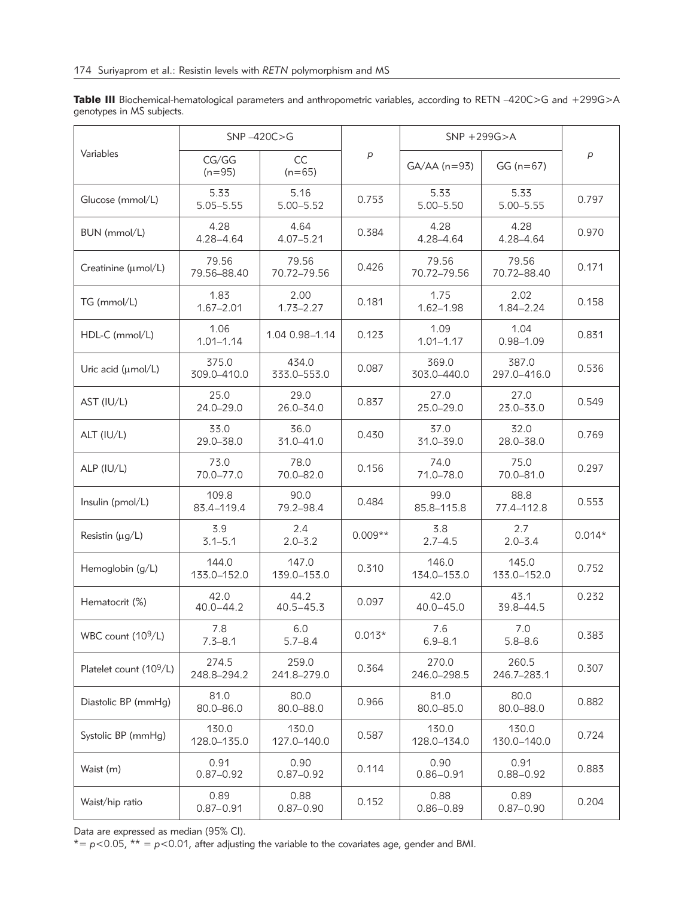**Table III** Biochemical-hematological parameters and anthropometric variables, according to RETN –420C>G and +299G>A genotypes in MS subjects.

| Variables | SNP –420C>G | | *p* | SNP +299G>A | | *p* |
|---|---|---|---|---|---|---|
| | CG/GG (n=95) | CC (n=65) | | GA/AA (n=93) | GG (n=67) | |
| Glucose (mmol/L) | 5.33 5.05–5.55 | 5.16 5.00–5.52 | 0.753 | 5.33 5.00–5.50 | 5.33 5.00–5.55 | 0.797 |
| BUN (mmol/L) | 4.28 4.28–4.64 | 4.64 4.07–5.21 | 0.384 | 4.28 4.28–4.64 | 4.28 4.28–4.64 | 0.970 |
| Creatinine (μmol/L) | 79.56 79.56–88.40 | 79.56 70.72–79.56 | 0.426 | 79.56 70.72–79.56 | 79.56 70.72–88.40 | 0.171 |
| TG (mmol/L) | 1.83 1.67–2.01 | 2.00 1.73–2.27 | 0.181 | 1.75 1.62–1.98 | 2.02 1.84–2.24 | 0.158 |
| HDL-C (mmol/L) | 1.06 1.01–1.14 | 1.04 0.98–1.14 | 0.123 | 1.09 1.01–1.17 | 1.04 0.98–1.09 | 0.831 |
| Uric acid (μmol/L) | 375.0 309.0–410.0 | 434.0 333.0–553.0 | 0.087 | 369.0 303.0–440.0 | 387.0 297.0–416.0 | 0.536 |
| AST (IU/L) | 25.0 24.0–29.0 | 29.0 26.0–34.0 | 0.837 | 27.0 25.0–29.0 | 27.0 23.0–33.0 | 0.549 |
| ALT (IU/L) | 33.0 29.0–38.0 | 36.0 31.0–41.0 | 0.430 | 37.0 31.0–39.0 | 32.0 28.0–38.0 | 0.769 |
| ALP (IU/L) | 73.0 70.0–77.0 | 78.0 70.0–82.0 | 0.156 | 74.0 71.0–78.0 | 75.0 70.0–81.0 | 0.297 |
| Insulin (pmol/L) | 109.8 83.4–119.4 | 90.0 79.2–98.4 | 0.484 | 99.0 85.8–115.8 | 88.8 77.4–112.8 | 0.553 |
| Resistin (μg/L) | 3.9 3.1–5.1 | 2.4 2.0–3.2 | 0.009** | 3.8 2.7–4.5 | 2.7 2.0–3.4 | 0.014* |
| Hemoglobin (g/L) | 144.0 133.0–152.0 | 147.0 139.0–153.0 | 0.310 | 146.0 134.0–153.0 | 145.0 133.0–152.0 | 0.752 |
| Hematocrit (%) | 42.0 40.0–44.2 | 44.2 40.5–45.3 | 0.097 | 42.0 40.0–45.0 | 43.1 39.8–44.5 | 0.232 |
| WBC count ($10^9$/L) | 7.8 7.3–8.1 | 6.0 5.7–8.4 | 0.013* | 7.6 6.9–8.1 | 7.0 5.8–8.6 | 0.383 |
| Platelet count ($10^9$/L) | 274.5 248.8–294.2 | 259.0 241.8–279.0 | 0.364 | 270.0 246.0–298.5 | 260.5 246.7–283.1 | 0.307 |
| Diastolic BP (mmHg) | 81.0 80.0–86.0 | 80.0 80.0–88.0 | 0.966 | 81.0 80.0–85.0 | 80.0 80.0–88.0 | 0.882 |
| Systolic BP (mmHg) | 130.0 128.0–135.0 | 130.0 127.0–140.0 | 0.587 | 130.0 128.0–134.0 | 130.0 130.0–140.0 | 0.724 |
| Waist (m) | 0.91 0.87–0.92 | 0.90 0.87–0.92 | 0.114 | 0.90 0.86–0.91 | 0.91 0.88–0.92 | 0.883 |
| Waist/hip ratio | 0.89 0.87–0.91 | 0.88 0.87–0.90 | 0.152 | 0.88 0.86–0.89 | 0.89 0.87–0.90 | 0.204 |

Data are expressed as median (95% CI).
*= $p<0.05$, ** = $p<0.01$, after adjusting the variable to the covariates age, gender and BMI.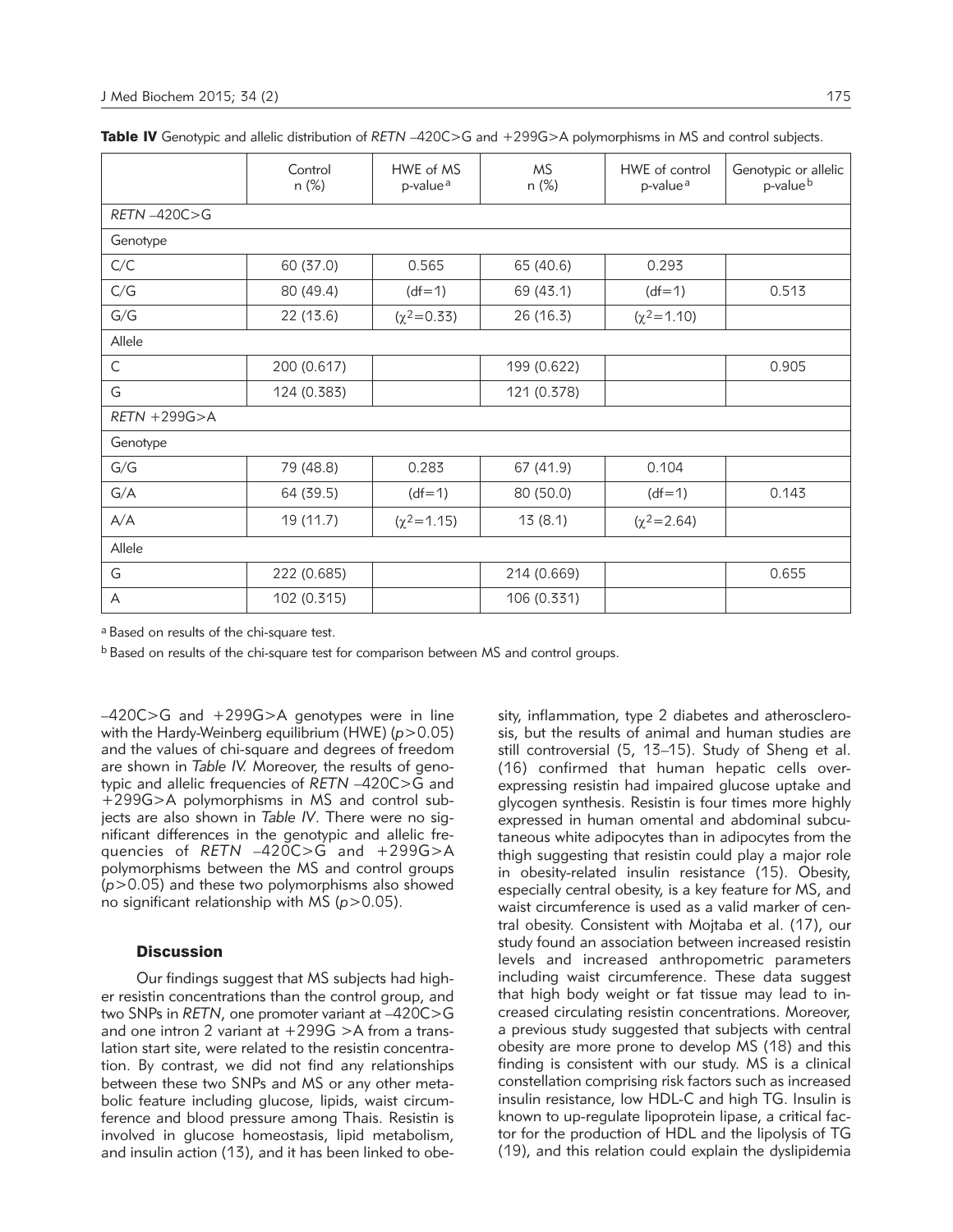**Table IV** Genotypic and allelic distribution of *RETN* –420C>G and +299G>A polymorphisms in MS and control subjects.

| | Control n (%) | HWE of MS p-value[a] | MS n (%) | HWE of control p-value[a] | Genotypic or allelic p-value[b] |
|---|---|---|---|---|---|
| *RETN* –420C>G | | | | | |
| Genotype | | | | | |
| C/C | 60 (37.0) | 0.565 | 65 (40.6) | 0.293 | |
| C/G | 80 (49.4) | (df=1) | 69 (43.1) | (df=1) | 0.513 |
| G/G | 22 (13.6) | ($\chi^2$=0.33) | 26 (16.3) | ($\chi^2$=1.10) | |
| Allele | | | | | |
| C | 200 (0.617) | | 199 (0.622) | | 0.905 |
| G | 124 (0.383) | | 121 (0.378) | | |
| *RETN* +299G>A | | | | | |
| Genotype | | | | | |
| G/G | 79 (48.8) | 0.283 | 67 (41.9) | 0.104 | |
| G/A | 64 (39.5) | (df=1) | 80 (50.0) | (df=1) | 0.143 |
| A/A | 19 (11.7) | ($\chi^2$=1.15) | 13 (8.1) | ($\chi^2$=2.64) | |
| Allele | | | | | |
| G | 222 (0.685) | | 214 (0.669) | | 0.655 |
| A | 102 (0.315) | | 106 (0.331) | | |

[a] Based on results of the chi-square test.

[b] Based on results of the chi-square test for comparison between MS and control groups.

–420C>G and +299G>A genotypes were in line with the Hardy-Weinberg equilibrium (HWE) ($p>0.05$) and the values of chi-square and degrees of freedom are shown in *Table IV*. Moreover, the results of genotypic and allelic frequencies of *RETN* –420C>G and +299G>A polymorphisms in MS and control subjects are also shown in *Table IV*. There were no significant differences in the genotypic and allelic frequencies of *RETN* –420C>G and +299G>A polymorphisms between the MS and control groups ($p>0.05$) and these two polymorphisms also showed no significant relationship with MS ($p>0.05$).

## Discussion

Our findings suggest that MS subjects had higher resistin concentrations than the control group, and two SNPs in *RETN*, one promoter variant at –420C>G and one intron 2 variant at +299G >A from a translation start site, were related to the resistin concentration. By contrast, we did not find any relationships between these two SNPs and MS or any other metabolic feature including glucose, lipids, waist circumference and blood pressure among Thais. Resistin is involved in glucose homeostasis, lipid metabolism, and insulin action (13), and it has been linked to obesity, inflammation, type 2 diabetes and atherosclerosis, but the results of animal and human studies are still controversial (5, 13–15). Study of Sheng et al. (16) confirmed that human hepatic cells overexpressing resistin had impaired glucose uptake and glycogen synthesis. Resistin is four times more highly expressed in human omental and abdominal subcutaneous white adipocytes than in adipocytes from the thigh suggesting that resistin could play a major role in obesity-related insulin resistance (15). Obesity, especially central obesity, is a key feature for MS, and waist circumference is used as a valid marker of central obesity. Consistent with Mojtaba et al. (17), our study found an association between increased resistin levels and increased anthropometric parameters including waist circumference. These data suggest that high body weight or fat tissue may lead to increased circulating resistin concentrations. Moreover, a previous study suggested that subjects with central obesity are more prone to develop MS (18) and this finding is consistent with our study. MS is a clinical constellation comprising risk factors such as increased insulin resistance, low HDL-C and high TG. Insulin is known to up-regulate lipoprotein lipase, a critical factor for the production of HDL and the lipolysis of TG (19), and this relation could explain the dyslipidemia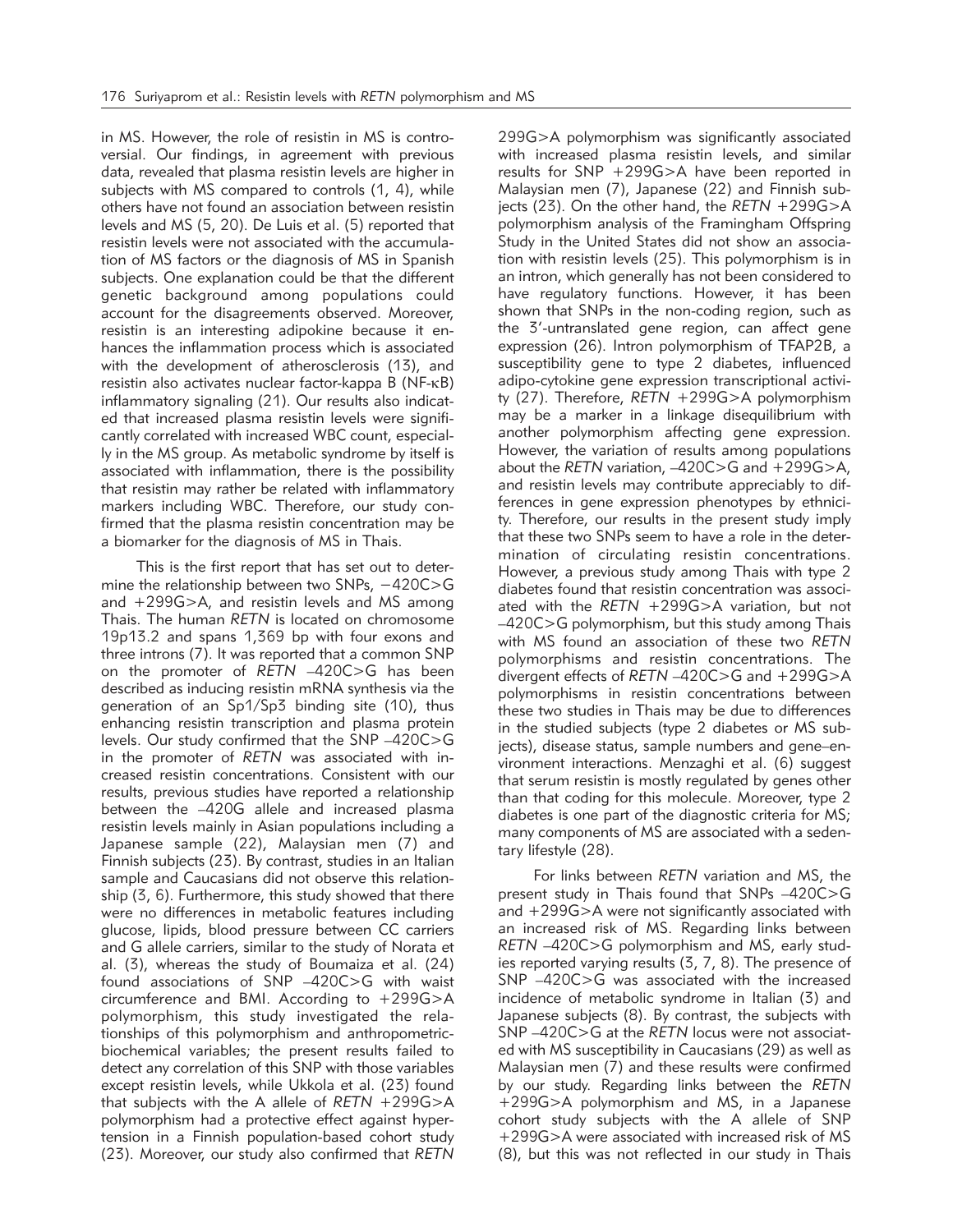in MS. However, the role of resistin in MS is controversial. Our findings, in agreement with previous data, revealed that plasma resistin levels are higher in subjects with MS compared to controls (1, 4), while others have not found an association between resistin levels and MS (5, 20). De Luis et al. (5) reported that resistin levels were not associated with the accumulation of MS factors or the diagnosis of MS in Spanish subjects. One explanation could be that the different genetic background among populations could account for the disagreements observed. Moreover, resistin is an interesting adipokine because it enhances the inflammation process which is associated with the development of atherosclerosis (13), and resistin also activates nuclear factor-kappa B (NF-κB) inflammatory signaling (21). Our results also indicated that increased plasma resistin levels were significantly correlated with increased WBC count, especially in the MS group. As metabolic syndrome by itself is associated with inflammation, there is the possibility that resistin may rather be related with inflammatory markers including WBC. Therefore, our study confirmed that the plasma resistin concentration may be a biomarker for the diagnosis of MS in Thais.

This is the first report that has set out to determine the relationship between two SNPs, −420C>G and +299G>A, and resistin levels and MS among Thais. The human *RETN* is located on chromosome 19p13.2 and spans 1,369 bp with four exons and three introns (7). It was reported that a common SNP on the promoter of *RETN* –420C>G has been described as inducing resistin mRNA synthesis via the generation of an Sp1/Sp3 binding site (10), thus enhancing resistin transcription and plasma protein levels. Our study confirmed that the SNP –420C>G in the promoter of *RETN* was associated with increased resistin concentrations. Consistent with our results, previous studies have reported a relationship between the –420G allele and increased plasma resistin levels mainly in Asian populations including a Japanese sample (22), Malaysian men (7) and Finnish subjects (23). By contrast, studies in an Italian sample and Caucasians did not observe this relationship (3, 6). Furthermore, this study showed that there were no differences in metabolic features including glucose, lipids, blood pressure between CC carriers and G allele carriers, similar to the study of Norata et al. (3), whereas the study of Boumaiza et al. (24) found associations of SNP –420C>G with waist circumference and BMI. According to +299G>A polymorphism, this study investigated the relationships of this polymorphism and anthropometric-biochemical variables; the present results failed to detect any correlation of this SNP with those variables except resistin levels, while Ukkola et al. (23) found that subjects with the A allele of *RETN* +299G>A polymorphism had a protective effect against hypertension in a Finnish population-based cohort study (23). Moreover, our study also confirmed that *RETN* 299G>A polymorphism was significantly associated with increased plasma resistin levels, and similar results for SNP +299G>A have been reported in Malaysian men (7), Japanese (22) and Finnish subjects (23). On the other hand, the *RETN* +299G>A polymorphism analysis of the Framingham Offspring Study in the United States did not show an association with resistin levels (25). This polymorphism is in an intron, which generally has not been considered to have regulatory functions. However, it has been shown that SNPs in the non-coding region, such as the 3′-untranslated gene region, can affect gene expression (26). Intron polymorphism of TFAP2B, a susceptibility gene to type 2 diabetes, influenced adipo-cytokine gene expression transcriptional activity (27). Therefore, *RETN* +299G>A polymorphism may be a marker in a linkage disequilibrium with another polymorphism affecting gene expression. However, the variation of results among populations about the *RETN* variation, –420C>G and +299G>A, and resistin levels may contribute appreciably to differences in gene expression phenotypes by ethnicity. Therefore, our results in the present study imply that these two SNPs seem to have a role in the determination of circulating resistin concentrations. However, a previous study among Thais with type 2 diabetes found that resistin concentration was associated with the *RETN* +299G>A variation, but not –420C>G polymorphism, but this study among Thais with MS found an association of these two *RETN* polymorphisms and resistin concentrations. The divergent effects of *RETN* –420C>G and +299G>A polymorphisms in resistin concentrations between these two studies in Thais may be due to differences in the studied subjects (type 2 diabetes or MS subjects), disease status, sample numbers and gene–environment interactions. Menzaghi et al. (6) suggest that serum resistin is mostly regulated by genes other than that coding for this molecule. Moreover, type 2 diabetes is one part of the diagnostic criteria for MS; many components of MS are associated with a sedentary lifestyle (28).

For links between *RETN* variation and MS, the present study in Thais found that SNPs –420C>G and +299G>A were not significantly associated with an increased risk of MS. Regarding links between *RETN* –420C>G polymorphism and MS, early studies reported varying results (3, 7, 8). The presence of SNP –420C>G was associated with the increased incidence of metabolic syndrome in Italian (3) and Japanese subjects (8). By contrast, the subjects with SNP –420C>G at the *RETN* locus were not associated with MS susceptibility in Caucasians (29) as well as Malaysian men (7) and these results were confirmed by our study. Regarding links between the *RETN* +299G>A polymorphism and MS, in a Japanese cohort study subjects with the A allele of SNP +299G>A were associated with increased risk of MS (8), but this was not reflected in our study in Thais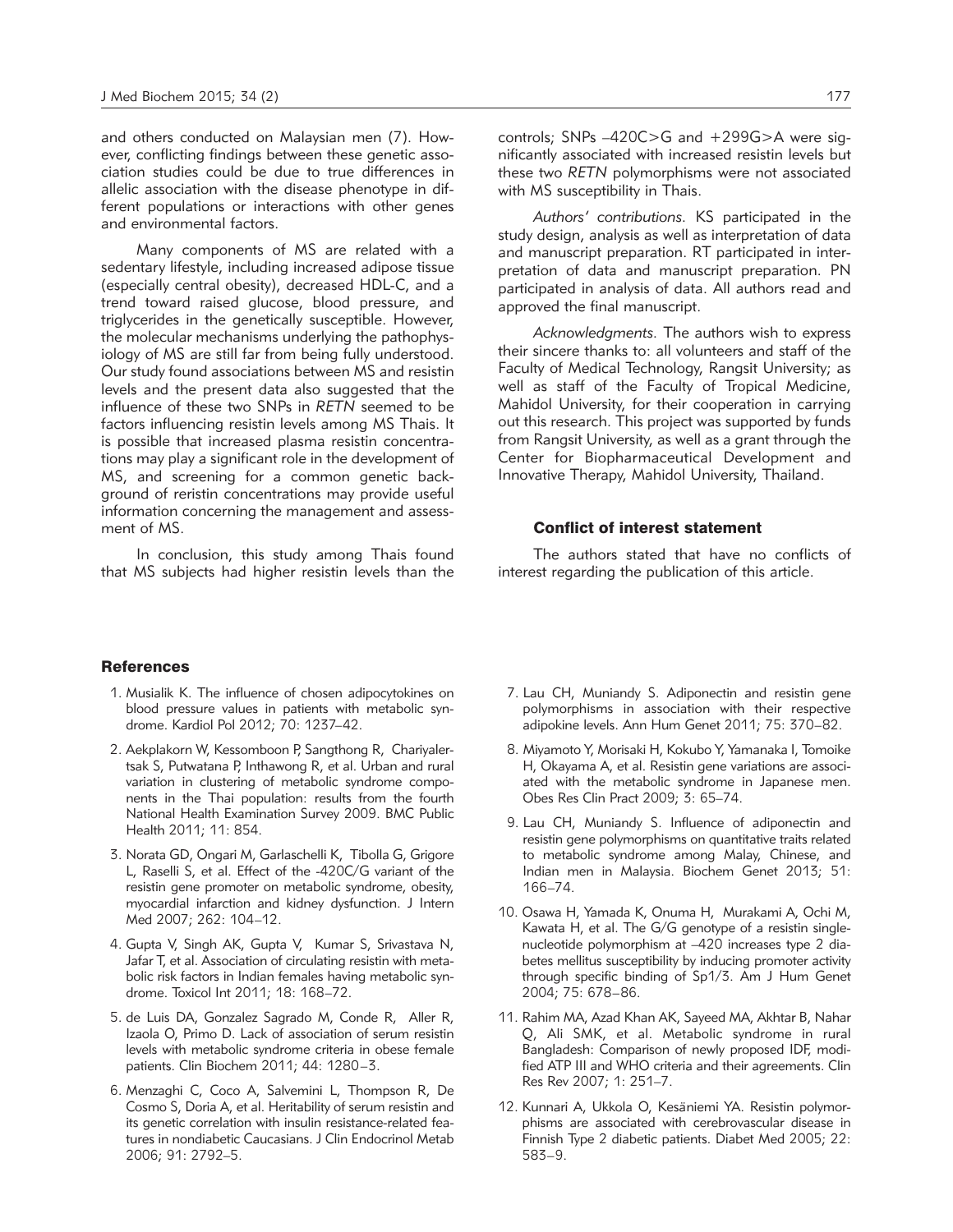and others conducted on Malaysian men (7). However, conflicting findings between these genetic association studies could be due to true differences in allelic association with the disease phenotype in different populations or interactions with other genes and environmental factors.

Many components of MS are related with a sedentary lifestyle, including increased adipose tissue (especially central obesity), decreased HDL-C, and a trend toward raised glucose, blood pressure, and triglycerides in the genetically susceptible. However, the molecular mechanisms underlying the pathophysiology of MS are still far from being fully understood. Our study found associations between MS and resistin levels and the present data also suggested that the influence of these two SNPs in *RETN* seemed to be factors influencing resistin levels among MS Thais. It is possible that increased plasma resistin concentrations may play a significant role in the development of MS, and screening for a common genetic background of reristin concentrations may provide useful information concerning the management and assessment of MS.

In conclusion, this study among Thais found that MS subjects had higher resistin levels than the controls; SNPs –420C>G and +299G>A were significantly associated with increased resistin levels but these two *RETN* polymorphisms were not associated with MS susceptibility in Thais.

*Authors' contributions.* KS participated in the study design, analysis as well as interpretation of data and manuscript preparation. RT participated in interpretation of data and manuscript preparation. PN participated in analysis of data. All authors read and approved the final manuscript.

*Acknowledgments.* The authors wish to express their sincere thanks to: all volunteers and staff of the Faculty of Medical Technology, Rangsit University; as well as staff of the Faculty of Tropical Medicine, Mahidol University, for their cooperation in carrying out this research. This project was supported by funds from Rangsit University, as well as a grant through the Center for Biopharmaceutical Development and Innovative Therapy, Mahidol University, Thailand.

### Conflict of interest statement

The authors stated that have no conflicts of interest regarding the publication of this article.

### References

1. Musialik K. The influence of chosen adipocytokines on blood pressure values in patients with metabolic syndrome. Kardiol Pol 2012; 70: 1237–42.
2. Aekplakorn W, Kessomboon P, Sangthong R, Chariyalertsak S, Putwatana P, Inthawong R, et al. Urban and rural variation in clustering of metabolic syndrome components in the Thai population: results from the fourth National Health Examination Survey 2009. BMC Public Health 2011; 11: 854.
3. Norata GD, Ongari M, Garlaschelli K, Tibolla G, Grigore L, Raselli S, et al. Effect of the -420C/G variant of the resistin gene promoter on metabolic syndrome, obesity, myocardial infarction and kidney dysfunction. J Intern Med 2007; 262: 104–12.
4. Gupta V, Singh AK, Gupta V, Kumar S, Srivastava N, Jafar T, et al. Association of circulating resistin with metabolic risk factors in Indian females having metabolic syndrome. Toxicol Int 2011; 18: 168–72.
5. de Luis DA, Gonzalez Sagrado M, Conde R, Aller R, Izaola O, Primo D. Lack of association of serum resistin levels with metabolic syndrome criteria in obese female patients. Clin Biochem 2011; 44: 1280–3.
6. Menzaghi C, Coco A, Salvemini L, Thompson R, De Cosmo S, Doria A, et al. Heritability of serum resistin and its genetic correlation with insulin resistance-related features in nondiabetic Caucasians. J Clin Endocrinol Metab 2006; 91: 2792–5.
7. Lau CH, Muniandy S. Adiponectin and resistin gene polymorphisms in association with their respective adipokine levels. Ann Hum Genet 2011; 75: 370–82.
8. Miyamoto Y, Morisaki H, Kokubo Y, Yamanaka I, Tomoike H, Okayama A, et al. Resistin gene variations are associated with the metabolic syndrome in Japanese men. Obes Res Clin Pract 2009; 3: 65–74.
9. Lau CH, Muniandy S. Influence of adiponectin and resistin gene polymorphisms on quantitative traits related to metabolic syndrome among Malay, Chinese, and Indian men in Malaysia. Biochem Genet 2013; 51: 166–74.
10. Osawa H, Yamada K, Onuma H, Murakami A, Ochi M, Kawata H, et al. The G/G genotype of a resistin single-nucleotide polymorphism at –420 increases type 2 diabetes mellitus susceptibility by inducing promoter activity through specific binding of Sp1/3. Am J Hum Genet 2004; 75: 678–86.
11. Rahim MA, Azad Khan AK, Sayeed MA, Akhtar B, Nahar Q, Ali SMK, et al. Metabolic syndrome in rural Bangladesh: Comparison of newly proposed IDF, modified ATP III and WHO criteria and their agreements. Clin Res Rev 2007; 1: 251–7.
12. Kunnari A, Ukkola O, Kesäniemi YA. Resistin polymorphisms are associated with cerebrovascular disease in Finnish Type 2 diabetic patients. Diabet Med 2005; 22: 583–9.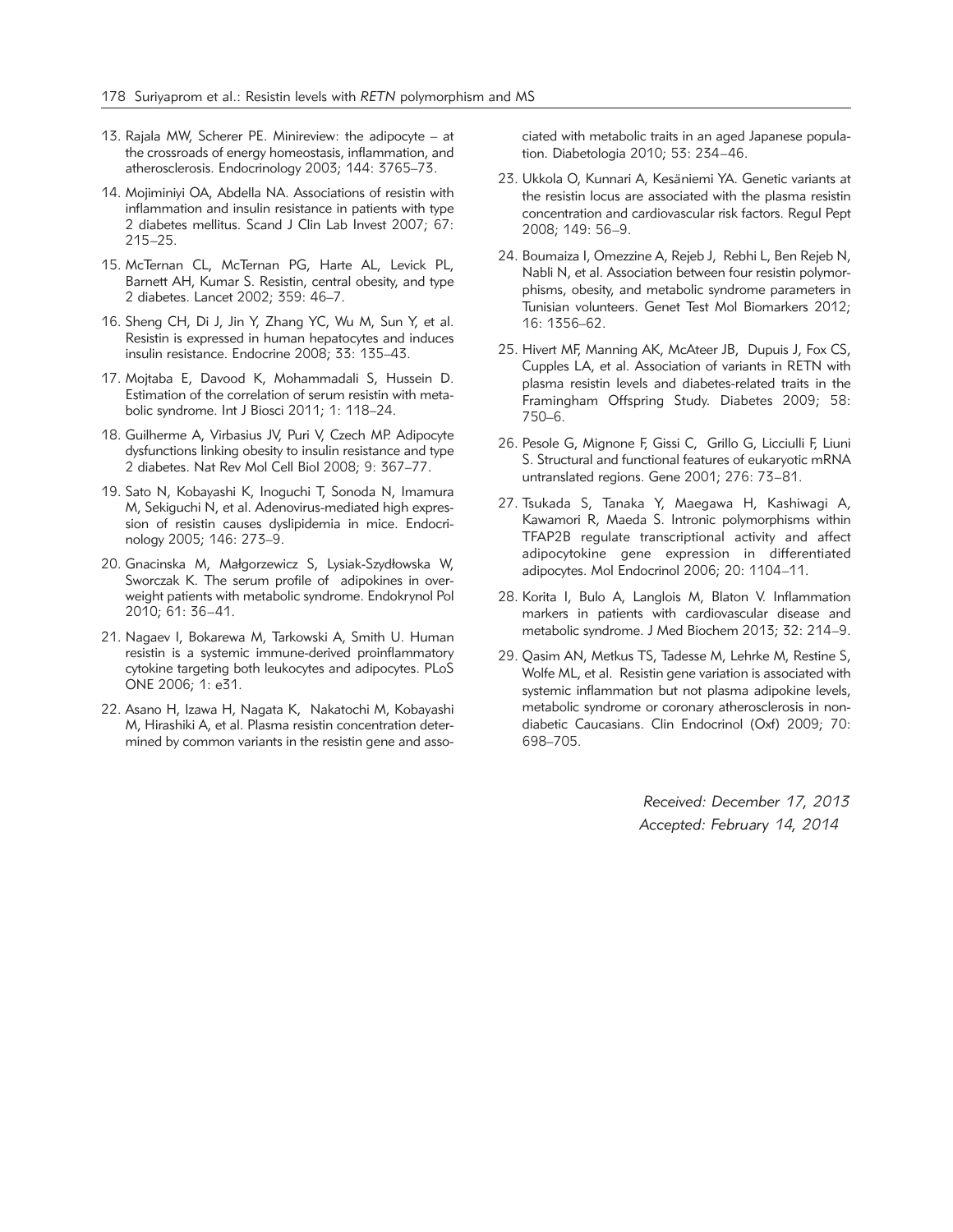13. Rajala MW, Scherer PE. Minireview: the adipocyte – at the crossroads of energy homeostasis, inflammation, and atherosclerosis. Endocrinology 2003; 144: 3765–73.
14. Mojiminiyi OA, Abdella NA. Associations of resistin with inflammation and insulin resistance in patients with type 2 diabetes mellitus. Scand J Clin Lab Invest 2007; 67: 215–25.
15. McTernan CL, McTernan PG, Harte AL, Levick PL, Barnett AH, Kumar S. Resistin, central obesity, and type 2 diabetes. Lancet 2002; 359: 46–7.
16. Sheng CH, Di J, Jin Y, Zhang YC, Wu M, Sun Y, et al. Resistin is expressed in human hepatocytes and induces insulin resistance. Endocrine 2008; 33: 135–43.
17. Mojtaba E, Davood K, Mohammadali S, Hussein D. Estimation of the correlation of serum resistin with metabolic syndrome. Int J Biosci 2011; 1: 118–24.
18. Guilherme A, Virbasius JV, Puri V, Czech MP. Adipocyte dysfunctions linking obesity to insulin resistance and type 2 diabetes. Nat Rev Mol Cell Biol 2008; 9: 367–77.
19. Sato N, Kobayashi K, Inoguchi T, Sonoda N, Imamura M, Sekiguchi N, et al. Adenovirus-mediated high expression of resistin causes dyslipidemia in mice. Endocrinology 2005; 146: 273–9.
20. Gnacinska M, Małgorzewicz S, Lysiak-Szydłowska W, Sworczak K. The serum profile of adipokines in overweight patients with metabolic syndrome. Endokrynol Pol 2010; 61: 36–41.
21. Nagaev I, Bokarewa M, Tarkowski A, Smith U. Human resistin is a systemic immune-derived proinflammatory cytokine targeting both leukocytes and adipocytes. PLoS ONE 2006; 1: e31.
22. Asano H, Izawa H, Nagata K, Nakatochi M, Kobayashi M, Hirashiki A, et al. Plasma resistin concentration determined by common variants in the resistin gene and associated with metabolic traits in an aged Japanese population. Diabetologia 2010; 53: 234–46.
23. Ukkola O, Kunnari A, Kesäniemi YA. Genetic variants at the resistin locus are associated with the plasma resistin concentration and cardiovascular risk factors. Regul Pept 2008; 149: 56–9.
24. Boumaiza I, Omezzine A, Rejeb J, Rebhi L, Ben Rejeb N, Nabli N, et al. Association between four resistin polymorphisms, obesity, and metabolic syndrome parameters in Tunisian volunteers. Genet Test Mol Biomarkers 2012; 16: 1356–62.
25. Hivert MF, Manning AK, McAteer JB, Dupuis J, Fox CS, Cupples LA, et al. Association of variants in RETN with plasma resistin levels and diabetes-related traits in the Framingham Offspring Study. Diabetes 2009; 58: 750–6.
26. Pesole G, Mignone F, Gissi C, Grillo G, Licciulli F, Liuni S. Structural and functional features of eukaryotic mRNA untranslated regions. Gene 2001; 276: 73–81.
27. Tsukada S, Tanaka Y, Maegawa H, Kashiwagi A, Kawamori R, Maeda S. Intronic polymorphisms within TFAP2B regulate transcriptional activity and affect adipocytokine gene expression in differentiated adipocytes. Mol Endocrinol 2006; 20: 1104–11.
28. Korita I, Bulo A, Langlois M, Blaton V. Inflammation markers in patients with cardiovascular disease and metabolic syndrome. J Med Biochem 2013; 32: 214–9.
29. Qasim AN, Metkus TS, Tadesse M, Lehrke M, Restine S, Wolfe ML, et al. Resistin gene variation is associated with systemic inflammation but not plasma adipokine levels, metabolic syndrome or coronary atherosclerosis in nondiabetic Caucasians. Clin Endocrinol (Oxf) 2009; 70: 698–705.

*Received: December 17, 2013*
*Accepted: February 14, 2014*